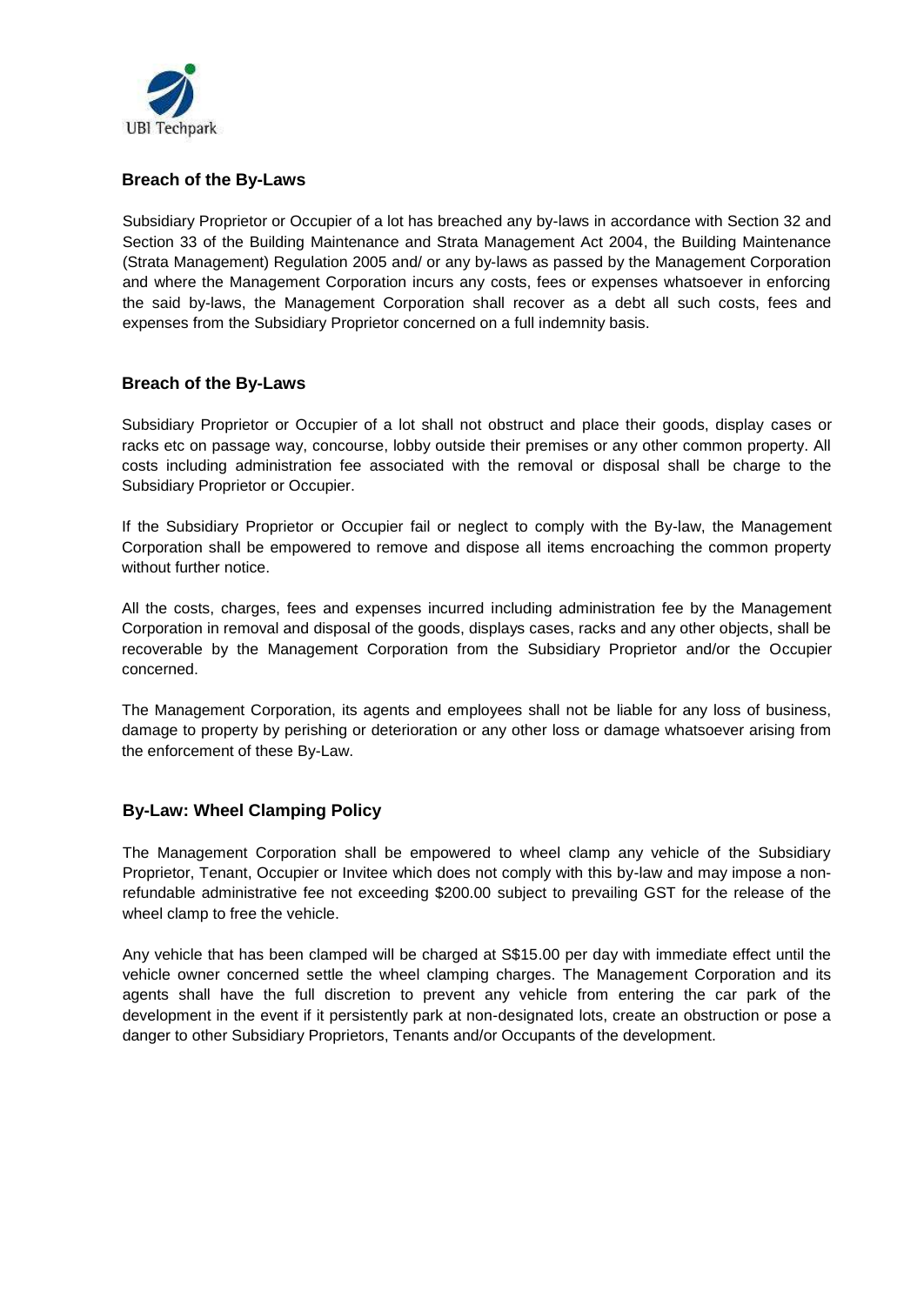## Breach of the By-Laws

Subsidiary Proprietor or Occupier of a lot has breached any by-laws in accordance with Section 32 and Section 33 of the Building Maintenance and Strata Management Act 2004, the Building Maintenance (Strata Management) Regulation 2005 and/ or any by-laws as passed by the Management Corporation and where the Management Corporation incurs any costs, fees or expenses whatsoever in enforcing the said by-laws, the Management Corporation shall recover as a debt all such costs, fees and expenses from the Subsidiary Proprietor concerned on a full indemnity basis.

## Breach of the By-Laws

Subsidiary Proprietor or Occupier of a lot shall not obstruct and place their goods, display cases or racks etc on passage way, concourse, lobby outside their premises or any other common property. All costs including administration fee associated with the removal or disposal shall be charge to the Subsidiary Proprietor or Occupier.

If the Subsidiary Proprietor or Occupier fail or neglect to comply with the By-law, the Management Corporation shall be empowered to remove and dispose all items encroaching the common property without further notice.

All the costs, charges, fees and expenses incurred including administration fee by the Management Corporation in removal and disposal of the goods, displays cases, racks and any other objects, shall be recoverable by the Management Corporation from the Subsidiary Proprietor and/or the Occupier concerned.

The Management Corporation, its agents and employees shall not be liable for any loss of business, damage to property by perishing or deterioration or any other loss or damage whatsoever arising from the enforcement of these By-Law.

## By-Law: Wheel Clamping Policy

The Management Corporation shall be empowered to wheel clamp any vehicle of the Subsidiary Proprietor, Tenant, Occupier or Invitee which does not comply with this by-law and may impose a non-refundable administrative fee not exceeding $200.00 subject to prevailing GST for the release of the wheel clamp to free the vehicle.

Any vehicle that has been clamped will be charged at S$15.00 per day with immediate effect until the vehicle owner concerned settle the wheel clamping charges. The Management Corporation and its agents shall have the full discretion to prevent any vehicle from entering the car park of the development in the event if it persistently park at non-designated lots, create an obstruction or pose a danger to other Subsidiary Proprietors, Tenants and/or Occupants of the development.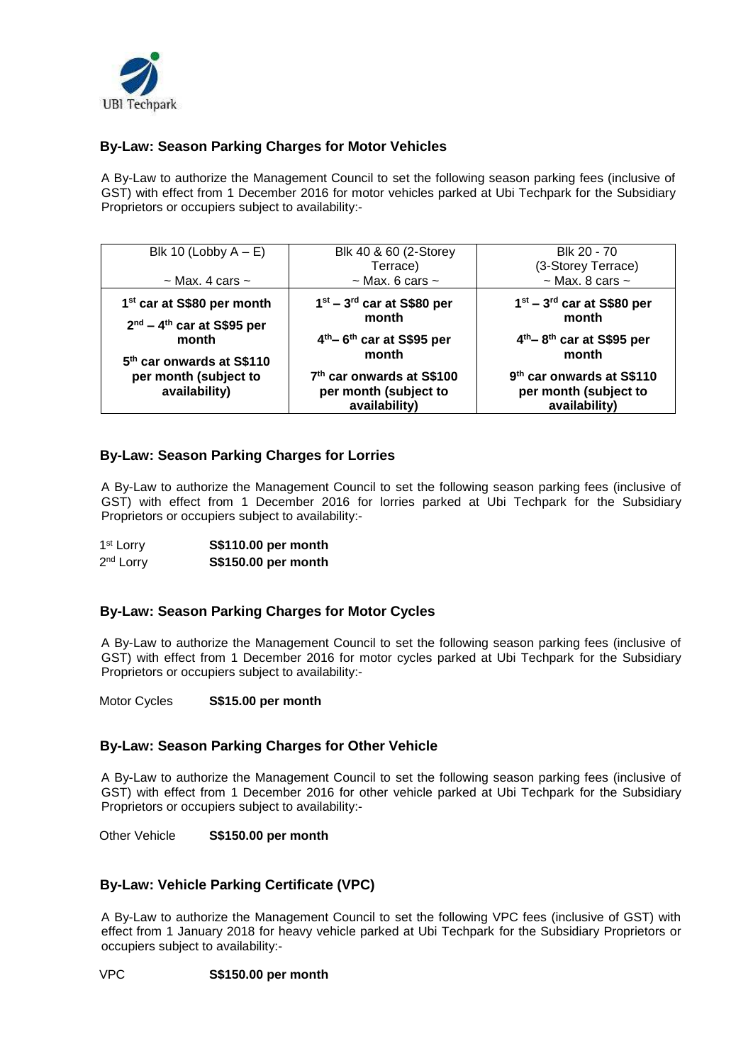UBI Techpark

## By-Law: Season Parking Charges for Motor Vehicles

A By-Law to authorize the Management Council to set the following season parking fees (inclusive of GST) with effect from 1 December 2016 for motor vehicles parked at Ubi Techpark for the Subsidiary Proprietors or occupiers subject to availability:-

| Blk 10 (Lobby A – E) ~ Max. 4 cars ~ | Blk 40 & 60 (2-Storey Terrace) ~ Max. 6 cars ~ | Blk 20 - 70 (3-Storey Terrace) ~ Max. 8 cars ~ |
|---|---|---|
| **1st car at S$80 per month**<br>**2nd – 4th car at S$95 per month**<br>**5th car onwards at S$110 per month (subject to availability)** | **1st – 3rd car at S$80 per month**<br>**4th– 6th car at S$95 per month**<br>**7th car onwards at S$100 per month (subject to availability)** | **1st – 3rd car at S$80 per month**<br>**4th– 8th car at S$95 per month**<br>**9th car onwards at S$110 per month (subject to availability)** |

## By-Law: Season Parking Charges for Lorries

A By-Law to authorize the Management Council to set the following season parking fees (inclusive of GST) with effect from 1 December 2016 for lorries parked at Ubi Techpark for the Subsidiary Proprietors or occupiers subject to availability:-

1st Lorry **S$110.00 per month**
2nd Lorry **S$150.00 per month**

## By-Law: Season Parking Charges for Motor Cycles

A By-Law to authorize the Management Council to set the following season parking fees (inclusive of GST) with effect from 1 December 2016 for motor cycles parked at Ubi Techpark for the Subsidiary Proprietors or occupiers subject to availability:-

Motor Cycles **S$15.00 per month**

## By-Law: Season Parking Charges for Other Vehicle

A By-Law to authorize the Management Council to set the following season parking fees (inclusive of GST) with effect from 1 December 2016 for other vehicle parked at Ubi Techpark for the Subsidiary Proprietors or occupiers subject to availability:-

Other Vehicle **S$150.00 per month**

## By-Law: Vehicle Parking Certificate (VPC)

A By-Law to authorize the Management Council to set the following VPC fees (inclusive of GST) with effect from 1 January 2018 for heavy vehicle parked at Ubi Techpark for the Subsidiary Proprietors or occupiers subject to availability:-

VPC **S$150.00 per month**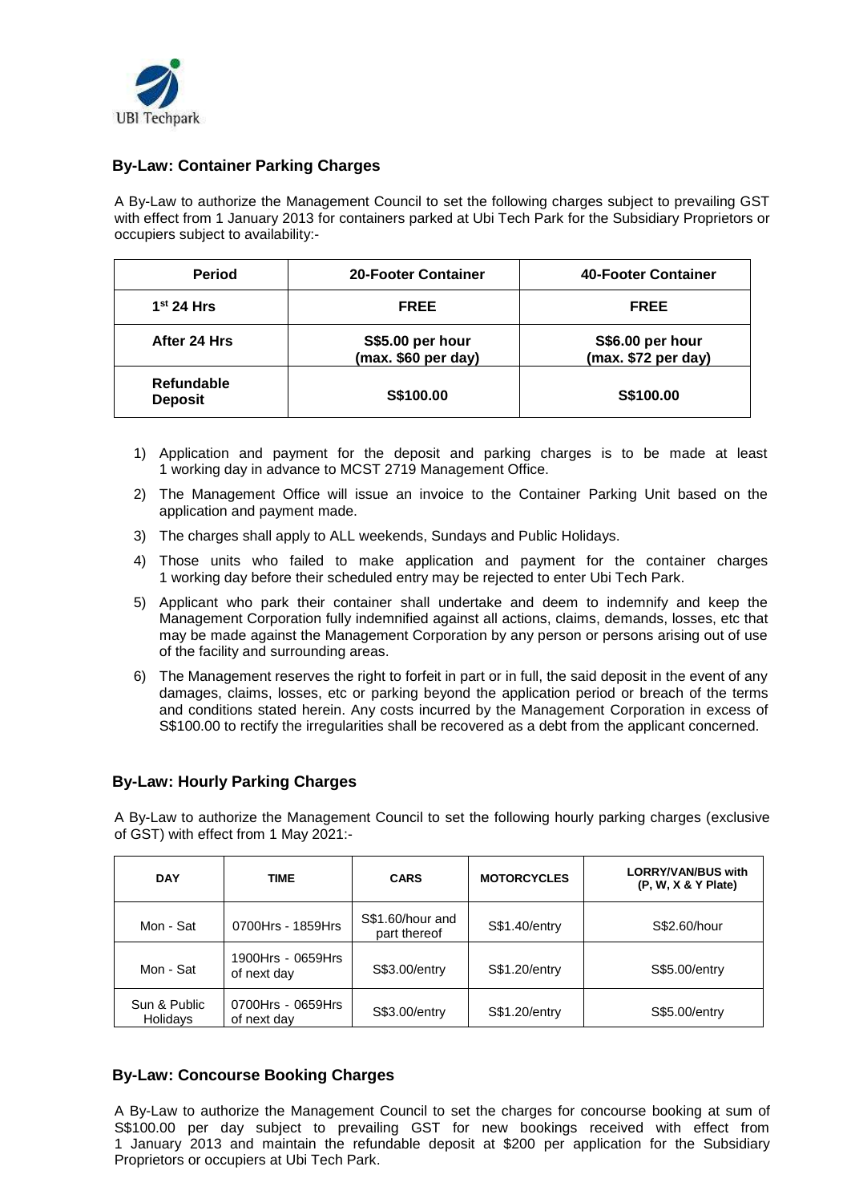UBI Techpark

## By-Law: Container Parking Charges

A By-Law to authorize the Management Council to set the following charges subject to prevailing GST with effect from 1 January 2013 for containers parked at Ubi Tech Park for the Subsidiary Proprietors or occupiers subject to availability:-

| Period | 20-Footer Container | 40-Footer Container |
|---|---|---|
| **1st 24 Hrs** | **FREE** | **FREE** |
| **After 24 Hrs** | **S$5.00 per hour (max. $60 per day)** | **S$6.00 per hour (max. $72 per day)** |
| **Refundable Deposit** | **S$100.00** | **S$100.00** |

1) Application and payment for the deposit and parking charges is to be made at least 1 working day in advance to MCST 2719 Management Office.
2) The Management Office will issue an invoice to the Container Parking Unit based on the application and payment made.
3) The charges shall apply to ALL weekends, Sundays and Public Holidays.
4) Those units who failed to make application and payment for the container charges 1 working day before their scheduled entry may be rejected to enter Ubi Tech Park.
5) Applicant who park their container shall undertake and deem to indemnify and keep the Management Corporation fully indemnified against all actions, claims, demands, losses, etc that may be made against the Management Corporation by any person or persons arising out of use of the facility and surrounding areas.
6) The Management reserves the right to forfeit in part or in full, the said deposit in the event of any damages, claims, losses, etc or parking beyond the application period or breach of the terms and conditions stated herein. Any costs incurred by the Management Corporation in excess of S$100.00 to rectify the irregularities shall be recovered as a debt from the applicant concerned.

## By-Law: Hourly Parking Charges

A By-Law to authorize the Management Council to set the following hourly parking charges (exclusive of GST) with effect from 1 May 2021:-

| DAY | TIME | CARS | MOTORCYCLES | LORRY/VAN/BUS with (P, W, X & Y Plate) |
|---|---|---|---|---|
| Mon - Sat | 0700Hrs - 1859Hrs | S$1.60/hour and part thereof | S$1.40/entry | S$2.60/hour |
| Mon - Sat | 1900Hrs - 0659Hrs of next day | S$3.00/entry | S$1.20/entry | S$5.00/entry |
| Sun & Public Holidays | 0700Hrs - 0659Hrs of next day | S$3.00/entry | S$1.20/entry | S$5.00/entry |

## By-Law: Concourse Booking Charges

A By-Law to authorize the Management Council to set the charges for concourse booking at sum of S$100.00 per day subject to prevailing GST for new bookings received with effect from 1 January 2013 and maintain the refundable deposit at $200 per application for the Subsidiary Proprietors or occupiers at Ubi Tech Park.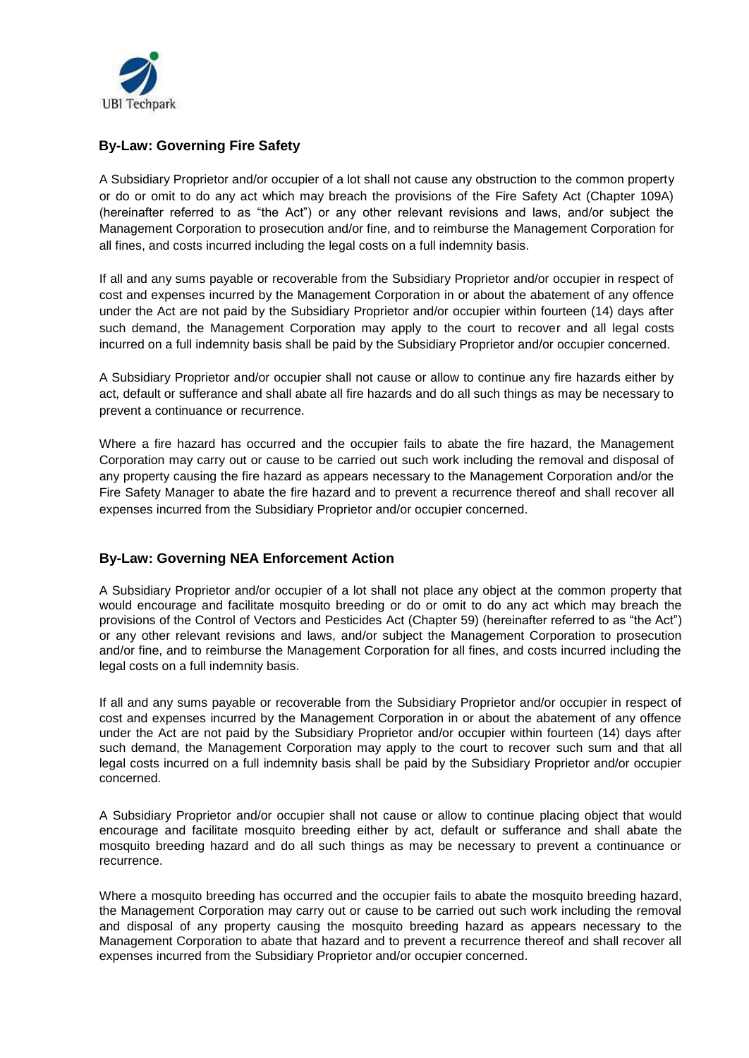## By-Law: Governing Fire Safety

A Subsidiary Proprietor and/or occupier of a lot shall not cause any obstruction to the common property or do or omit to do any act which may breach the provisions of the Fire Safety Act (Chapter 109A) (hereinafter referred to as "the Act") or any other relevant revisions and laws, and/or subject the Management Corporation to prosecution and/or fine, and to reimburse the Management Corporation for all fines, and costs incurred including the legal costs on a full indemnity basis.

If all and any sums payable or recoverable from the Subsidiary Proprietor and/or occupier in respect of cost and expenses incurred by the Management Corporation in or about the abatement of any offence under the Act are not paid by the Subsidiary Proprietor and/or occupier within fourteen (14) days after such demand, the Management Corporation may apply to the court to recover and all legal costs incurred on a full indemnity basis shall be paid by the Subsidiary Proprietor and/or occupier concerned.

A Subsidiary Proprietor and/or occupier shall not cause or allow to continue any fire hazards either by act, default or sufferance and shall abate all fire hazards and do all such things as may be necessary to prevent a continuance or recurrence.

Where a fire hazard has occurred and the occupier fails to abate the fire hazard, the Management Corporation may carry out or cause to be carried out such work including the removal and disposal of any property causing the fire hazard as appears necessary to the Management Corporation and/or the Fire Safety Manager to abate the fire hazard and to prevent a recurrence thereof and shall recover all expenses incurred from the Subsidiary Proprietor and/or occupier concerned.

## By-Law: Governing NEA Enforcement Action

A Subsidiary Proprietor and/or occupier of a lot shall not place any object at the common property that would encourage and facilitate mosquito breeding or do or omit to do any act which may breach the provisions of the Control of Vectors and Pesticides Act (Chapter 59) (hereinafter referred to as "the Act") or any other relevant revisions and laws, and/or subject the Management Corporation to prosecution and/or fine, and to reimburse the Management Corporation for all fines, and costs incurred including the legal costs on a full indemnity basis.

If all and any sums payable or recoverable from the Subsidiary Proprietor and/or occupier in respect of cost and expenses incurred by the Management Corporation in or about the abatement of any offence under the Act are not paid by the Subsidiary Proprietor and/or occupier within fourteen (14) days after such demand, the Management Corporation may apply to the court to recover such sum and that all legal costs incurred on a full indemnity basis shall be paid by the Subsidiary Proprietor and/or occupier concerned.

A Subsidiary Proprietor and/or occupier shall not cause or allow to continue placing object that would encourage and facilitate mosquito breeding either by act, default or sufferance and shall abate the mosquito breeding hazard and do all such things as may be necessary to prevent a continuance or recurrence.

Where a mosquito breeding has occurred and the occupier fails to abate the mosquito breeding hazard, the Management Corporation may carry out or cause to be carried out such work including the removal and disposal of any property causing the mosquito breeding hazard as appears necessary to the Management Corporation to abate that hazard and to prevent a recurrence thereof and shall recover all expenses incurred from the Subsidiary Proprietor and/or occupier concerned.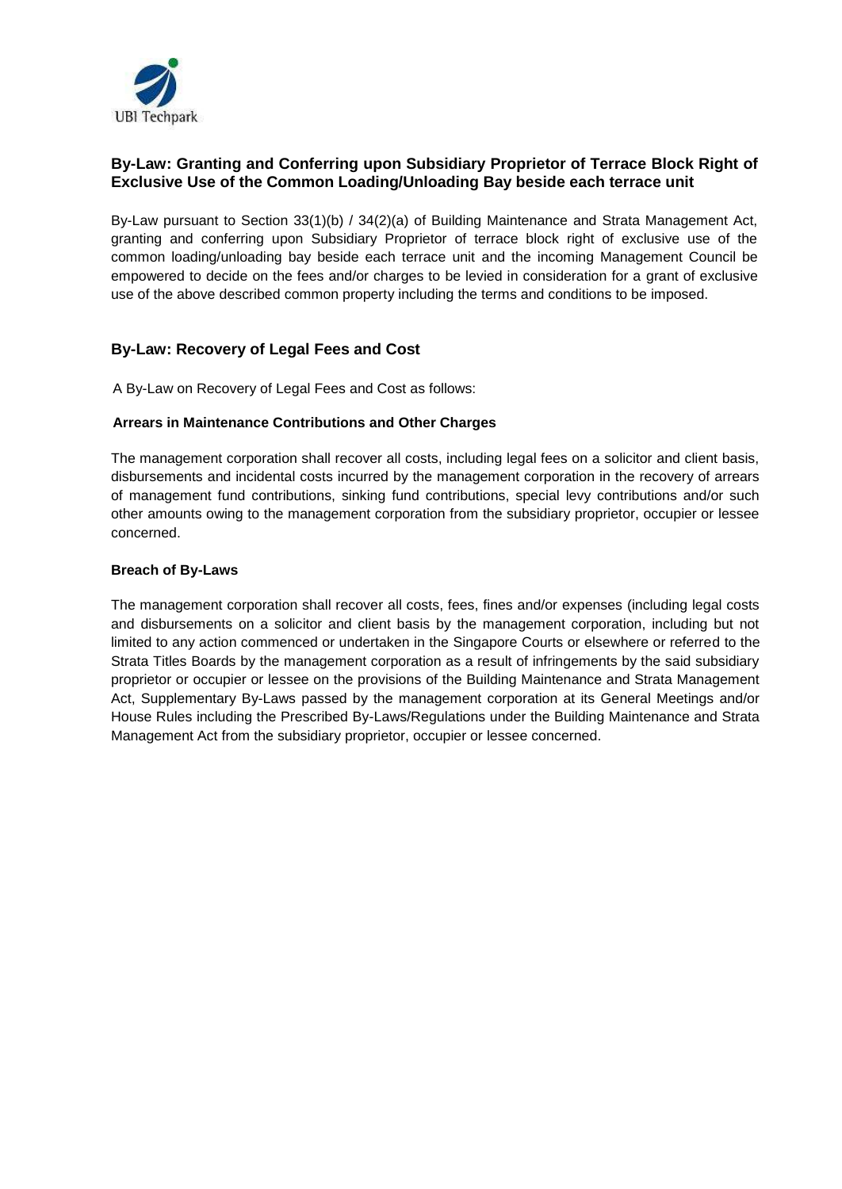## By-Law: Granting and Conferring upon Subsidiary Proprietor of Terrace Block Right of Exclusive Use of the Common Loading/Unloading Bay beside each terrace unit

By-Law pursuant to Section 33(1)(b) / 34(2)(a) of Building Maintenance and Strata Management Act, granting and conferring upon Subsidiary Proprietor of terrace block right of exclusive use of the common loading/unloading bay beside each terrace unit and the incoming Management Council be empowered to decide on the fees and/or charges to be levied in consideration for a grant of exclusive use of the above described common property including the terms and conditions to be imposed.

## By-Law: Recovery of Legal Fees and Cost

A By-Law on Recovery of Legal Fees and Cost as follows:

### Arrears in Maintenance Contributions and Other Charges

The management corporation shall recover all costs, including legal fees on a solicitor and client basis, disbursements and incidental costs incurred by the management corporation in the recovery of arrears of management fund contributions, sinking fund contributions, special levy contributions and/or such other amounts owing to the management corporation from the subsidiary proprietor, occupier or lessee concerned.

### Breach of By-Laws

The management corporation shall recover all costs, fees, fines and/or expenses (including legal costs and disbursements on a solicitor and client basis by the management corporation, including but not limited to any action commenced or undertaken in the Singapore Courts or elsewhere or referred to the Strata Titles Boards by the management corporation as a result of infringements by the said subsidiary proprietor or occupier or lessee on the provisions of the Building Maintenance and Strata Management Act, Supplementary By-Laws passed by the management corporation at its General Meetings and/or House Rules including the Prescribed By-Laws/Regulations under the Building Maintenance and Strata Management Act from the subsidiary proprietor, occupier or lessee concerned.